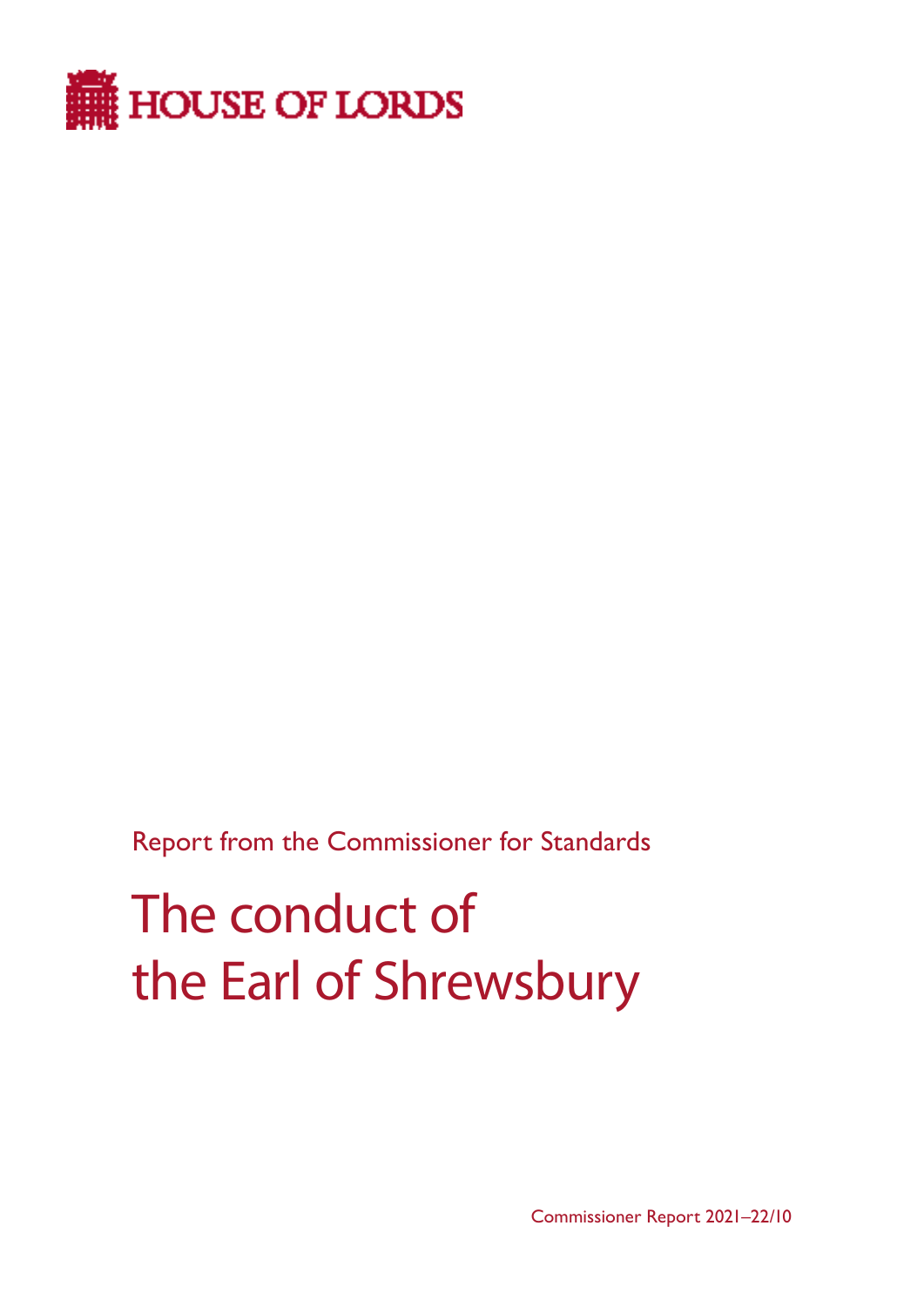HOUSE OF LORDS

Report from the Commissioner for Standards

# The conduct of the Earl of Shrewsbury

Commissioner Report 2021–22/10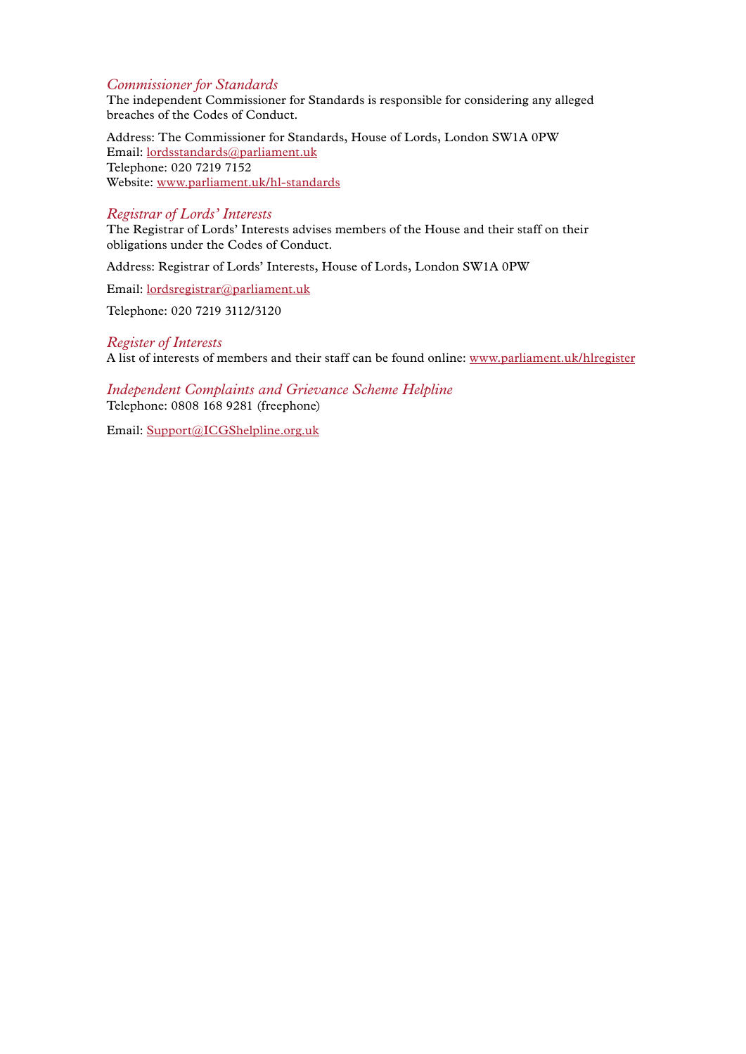*Commissioner for Standards*
The independent Commissioner for Standards is responsible for considering any alleged breaches of the Codes of Conduct.

Address: The Commissioner for Standards, House of Lords, London SW1A 0PW
Email: lordsstandards@parliament.uk
Telephone: 020 7219 7152
Website: www.parliament.uk/hl-standards

*Registrar of Lords' Interests*
The Registrar of Lords' Interests advises members of the House and their staff on their obligations under the Codes of Conduct.

Address: Registrar of Lords' Interests, House of Lords, London SW1A 0PW

Email: lordsregistrar@parliament.uk

Telephone: 020 7219 3112/3120

*Register of Interests*
A list of interests of members and their staff can be found online: www.parliament.uk/hlregister

*Independent Complaints and Grievance Scheme Helpline*
Telephone: 0808 168 9281 (freephone)

Email: Support@ICGShelpline.org.uk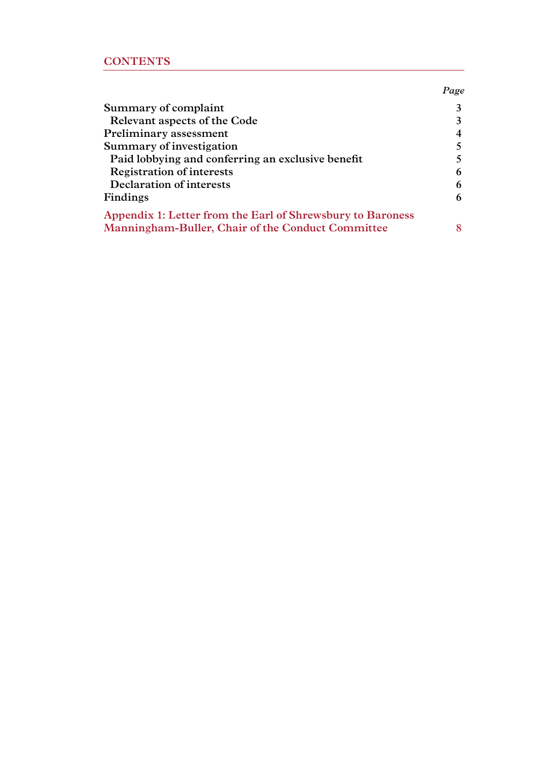## CONTENTS

| | *Page* |
|---|---|
| **Summary of complaint** | **3** |
| **Relevant aspects of the Code** | **3** |
| **Preliminary assessment** | **4** |
| **Summary of investigation** | **5** |
| **Paid lobbying and conferring an exclusive benefit** | **5** |
| **Registration of interests** | **6** |
| **Declaration of interests** | **6** |
| **Findings** | **6** |
| **Appendix 1: Letter from the Earl of Shrewsbury to Baroness Manningham-Buller, Chair of the Conduct Committee** | **8** |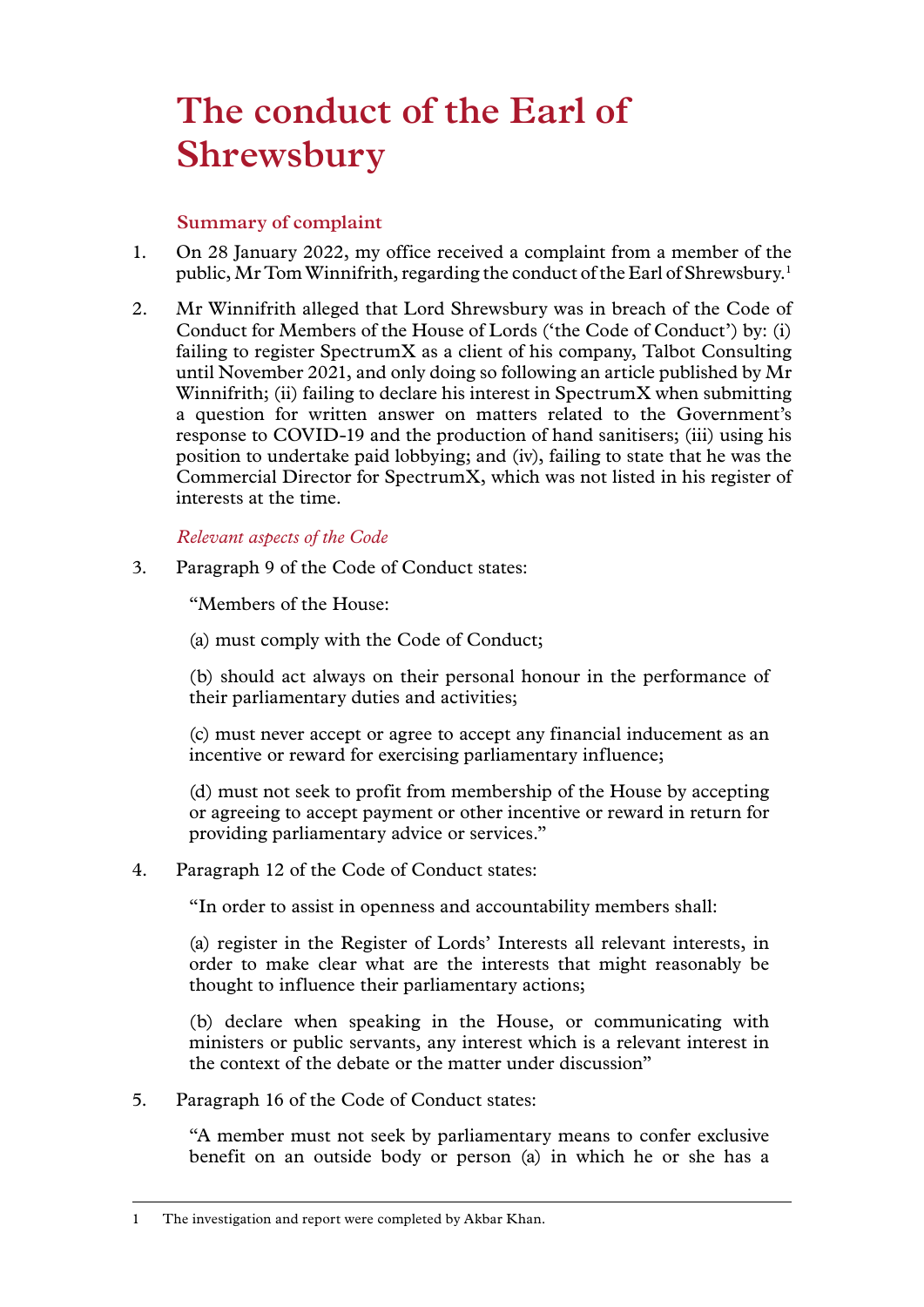# The conduct of the Earl of Shrewsbury

## Summary of complaint

1. On 28 January 2022, my office received a complaint from a member of the public, Mr Tom Winnifrith, regarding the conduct of the Earl of Shrewsbury.[1]

2. Mr Winnifrith alleged that Lord Shrewsbury was in breach of the Code of Conduct for Members of the House of Lords ('the Code of Conduct') by: (i) failing to register SpectrumX as a client of his company, Talbot Consulting until November 2021, and only doing so following an article published by Mr Winnifrith; (ii) failing to declare his interest in SpectrumX when submitting a question for written answer on matters related to the Government's response to COVID-19 and the production of hand sanitisers; (iii) using his position to undertake paid lobbying; and (iv), failing to state that he was the Commercial Director for SpectrumX, which was not listed in his register of interests at the time.

### *Relevant aspects of the Code*

3. Paragraph 9 of the Code of Conduct states:

   "Members of the House:

   (a) must comply with the Code of Conduct;

   (b) should act always on their personal honour in the performance of their parliamentary duties and activities;

   (c) must never accept or agree to accept any financial inducement as an incentive or reward for exercising parliamentary influence;

   (d) must not seek to profit from membership of the House by accepting or agreeing to accept payment or other incentive or reward in return for providing parliamentary advice or services."

4. Paragraph 12 of the Code of Conduct states:

   "In order to assist in openness and accountability members shall:

   (a) register in the Register of Lords' Interests all relevant interests, in order to make clear what are the interests that might reasonably be thought to influence their parliamentary actions;

   (b) declare when speaking in the House, or communicating with ministers or public servants, any interest which is a relevant interest in the context of the debate or the matter under discussion"

5. Paragraph 16 of the Code of Conduct states:

   "A member must not seek by parliamentary means to confer exclusive benefit on an outside body or person (a) in which he or she has a

---

1 The investigation and report were completed by Akbar Khan.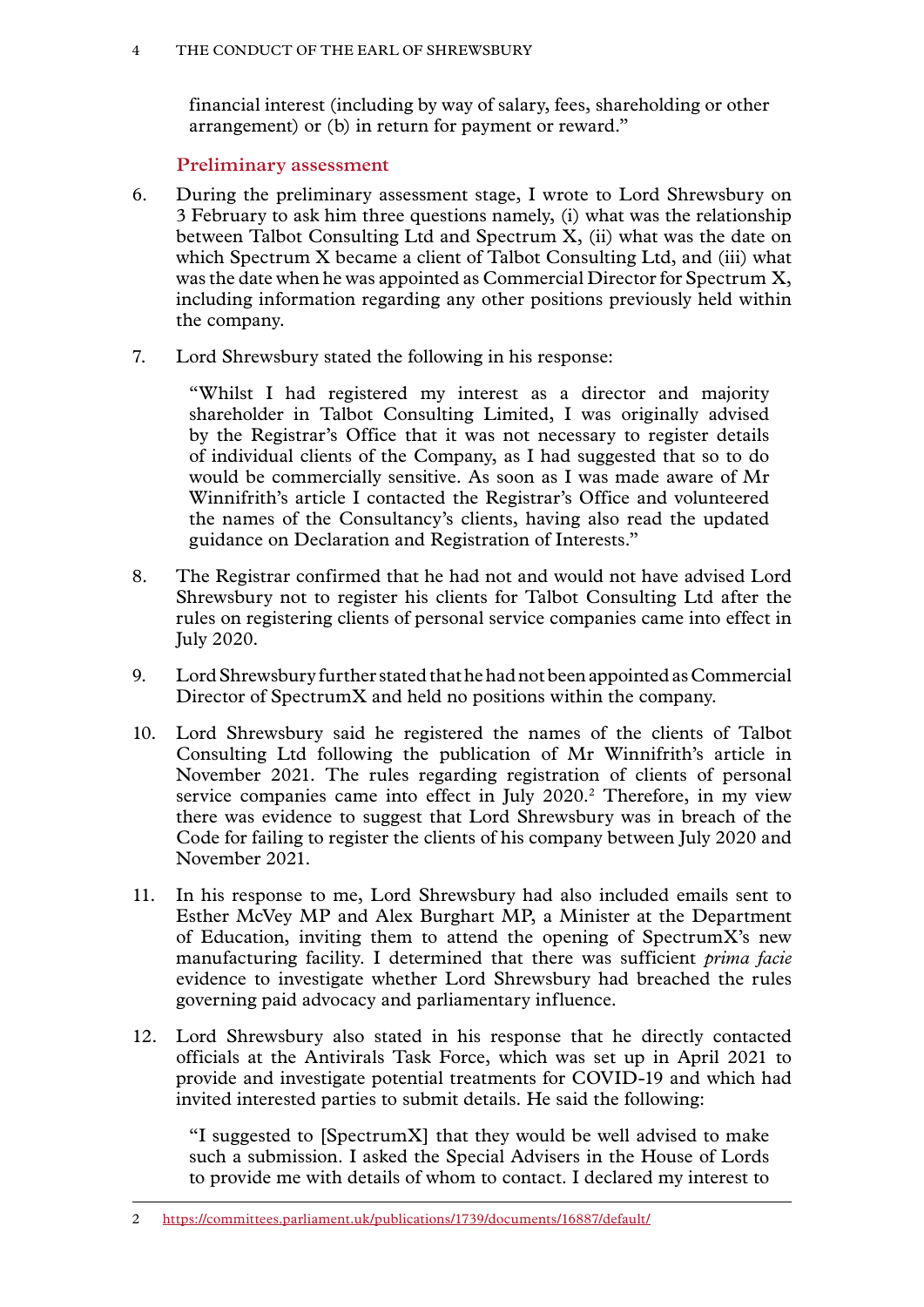financial interest (including by way of salary, fees, shareholding or other arrangement) or (b) in return for payment or reward."

### Preliminary assessment

6. During the preliminary assessment stage, I wrote to Lord Shrewsbury on 3 February to ask him three questions namely, (i) what was the relationship between Talbot Consulting Ltd and Spectrum X, (ii) what was the date on which Spectrum X became a client of Talbot Consulting Ltd, and (iii) what was the date when he was appointed as Commercial Director for Spectrum X, including information regarding any other positions previously held within the company.

7. Lord Shrewsbury stated the following in his response:

 "Whilst I had registered my interest as a director and majority shareholder in Talbot Consulting Limited, I was originally advised by the Registrar's Office that it was not necessary to register details of individual clients of the Company, as I had suggested that so to do would be commercially sensitive. As soon as I was made aware of Mr Winnifrith's article I contacted the Registrar's Office and volunteered the names of the Consultancy's clients, having also read the updated guidance on Declaration and Registration of Interests."

8. The Registrar confirmed that he had not and would not have advised Lord Shrewsbury not to register his clients for Talbot Consulting Ltd after the rules on registering clients of personal service companies came into effect in July 2020.

9. Lord Shrewsbury further stated that he had not been appointed as Commercial Director of SpectrumX and held no positions within the company.

10. Lord Shrewsbury said he registered the names of the clients of Talbot Consulting Ltd following the publication of Mr Winnifrith's article in November 2021. The rules regarding registration of clients of personal service companies came into effect in July 2020.[2] Therefore, in my view there was evidence to suggest that Lord Shrewsbury was in breach of the Code for failing to register the clients of his company between July 2020 and November 2021.

11. In his response to me, Lord Shrewsbury had also included emails sent to Esther McVey MP and Alex Burghart MP, a Minister at the Department of Education, inviting them to attend the opening of SpectrumX's new manufacturing facility. I determined that there was sufficient *prima facie* evidence to investigate whether Lord Shrewsbury had breached the rules governing paid advocacy and parliamentary influence.

12. Lord Shrewsbury also stated in his response that he directly contacted officials at the Antivirals Task Force, which was set up in April 2021 to provide and investigate potential treatments for COVID-19 and which had invited interested parties to submit details. He said the following:

 "I suggested to [SpectrumX] that they would be well advised to make such a submission. I asked the Special Advisers in the House of Lords to provide me with details of whom to contact. I declared my interest to

---

2 https://committees.parliament.uk/publications/1739/documents/16887/default/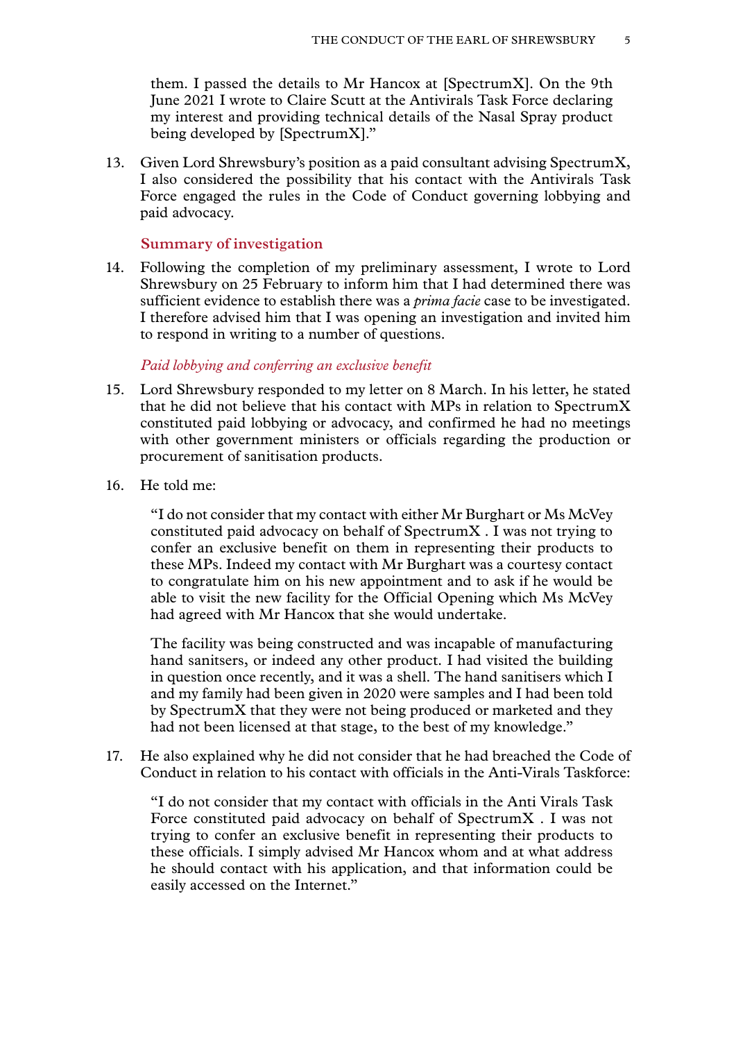them. I passed the details to Mr Hancox at [SpectrumX]. On the 9th June 2021 I wrote to Claire Scutt at the Antivirals Task Force declaring my interest and providing technical details of the Nasal Spray product being developed by [SpectrumX]."

13. Given Lord Shrewsbury's position as a paid consultant advising SpectrumX, I also considered the possibility that his contact with the Antivirals Task Force engaged the rules in the Code of Conduct governing lobbying and paid advocacy.

## Summary of investigation

14. Following the completion of my preliminary assessment, I wrote to Lord Shrewsbury on 25 February to inform him that I had determined there was sufficient evidence to establish there was a *prima facie* case to be investigated. I therefore advised him that I was opening an investigation and invited him to respond in writing to a number of questions.

### *Paid lobbying and conferring an exclusive benefit*

15. Lord Shrewsbury responded to my letter on 8 March. In his letter, he stated that he did not believe that his contact with MPs in relation to SpectrumX constituted paid lobbying or advocacy, and confirmed he had no meetings with other government ministers or officials regarding the production or procurement of sanitisation products.

16. He told me:

> "I do not consider that my contact with either Mr Burghart or Ms McVey constituted paid advocacy on behalf of SpectrumX . I was not trying to confer an exclusive benefit on them in representing their products to these MPs. Indeed my contact with Mr Burghart was a courtesy contact to congratulate him on his new appointment and to ask if he would be able to visit the new facility for the Official Opening which Ms McVey had agreed with Mr Hancox that she would undertake.
>
> The facility was being constructed and was incapable of manufacturing hand sanitsers, or indeed any other product. I had visited the building in question once recently, and it was a shell. The hand sanitisers which I and my family had been given in 2020 were samples and I had been told by SpectrumX that they were not being produced or marketed and they had not been licensed at that stage, to the best of my knowledge."

17. He also explained why he did not consider that he had breached the Code of Conduct in relation to his contact with officials in the Anti-Virals Taskforce:

> "I do not consider that my contact with officials in the Anti Virals Task Force constituted paid advocacy on behalf of SpectrumX . I was not trying to confer an exclusive benefit in representing their products to these officials. I simply advised Mr Hancox whom and at what address he should contact with his application, and that information could be easily accessed on the Internet."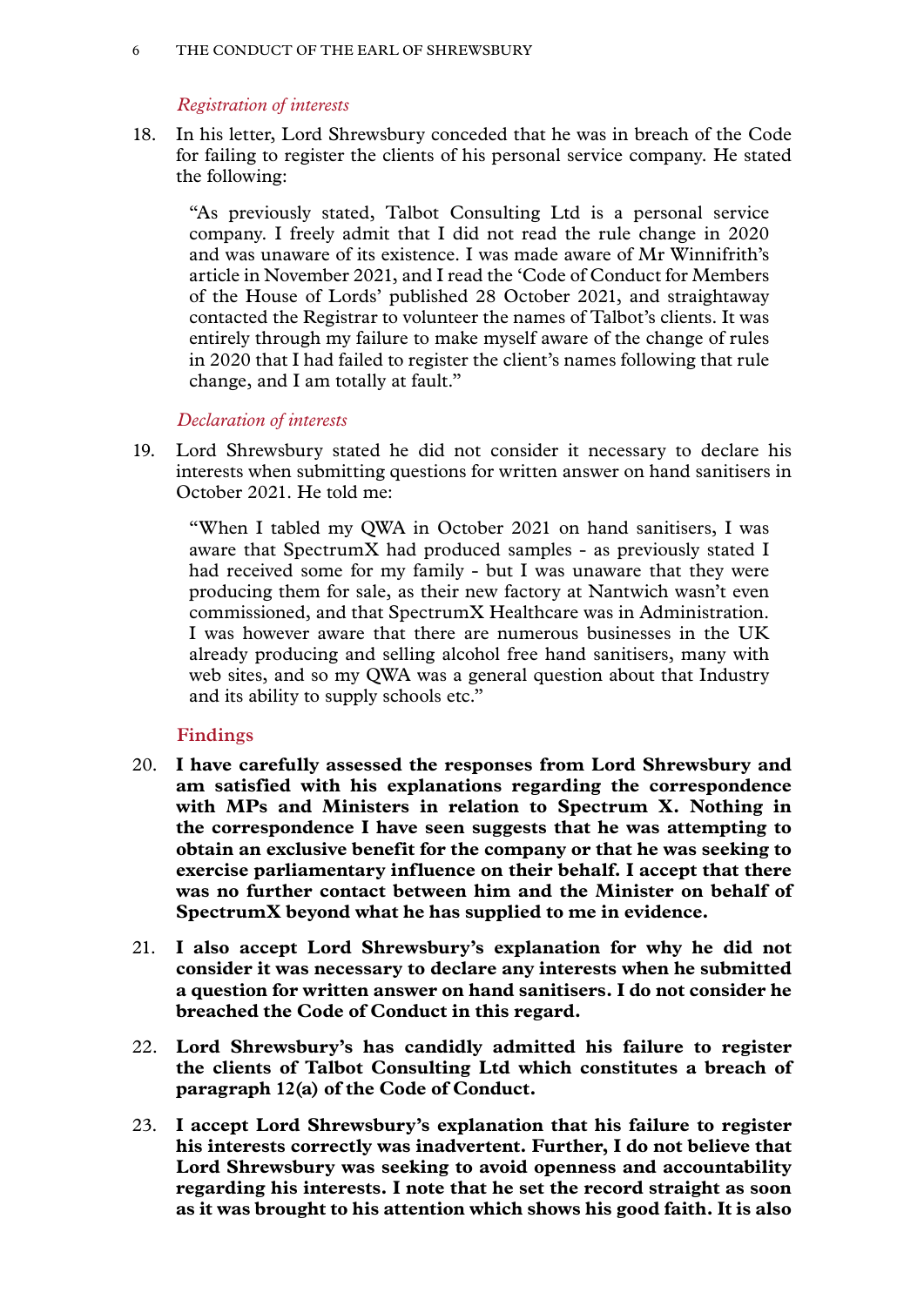*Registration of interests*

18. In his letter, Lord Shrewsbury conceded that he was in breach of the Code for failing to register the clients of his personal service company. He stated the following:

> "As previously stated, Talbot Consulting Ltd is a personal service company. I freely admit that I did not read the rule change in 2020 and was unaware of its existence. I was made aware of Mr Winnifrith's article in November 2021, and I read the 'Code of Conduct for Members of the House of Lords' published 28 October 2021, and straightaway contacted the Registrar to volunteer the names of Talbot's clients. It was entirely through my failure to make myself aware of the change of rules in 2020 that I had failed to register the client's names following that rule change, and I am totally at fault."

*Declaration of interests*

19. Lord Shrewsbury stated he did not consider it necessary to declare his interests when submitting questions for written answer on hand sanitisers in October 2021. He told me:

> "When I tabled my QWA in October 2021 on hand sanitisers, I was aware that SpectrumX had produced samples - as previously stated I had received some for my family - but I was unaware that they were producing them for sale, as their new factory at Nantwich wasn't even commissioned, and that SpectrumX Healthcare was in Administration. I was however aware that there are numerous businesses in the UK already producing and selling alcohol free hand sanitisers, many with web sites, and so my QWA was a general question about that Industry and its ability to supply schools etc."

## Findings

20. **I have carefully assessed the responses from Lord Shrewsbury and am satisfied with his explanations regarding the correspondence with MPs and Ministers in relation to Spectrum X. Nothing in the correspondence I have seen suggests that he was attempting to obtain an exclusive benefit for the company or that he was seeking to exercise parliamentary influence on their behalf. I accept that there was no further contact between him and the Minister on behalf of SpectrumX beyond what he has supplied to me in evidence.**

21. **I also accept Lord Shrewsbury's explanation for why he did not consider it was necessary to declare any interests when he submitted a question for written answer on hand sanitisers. I do not consider he breached the Code of Conduct in this regard.**

22. **Lord Shrewsbury's has candidly admitted his failure to register the clients of Talbot Consulting Ltd which constitutes a breach of paragraph 12(a) of the Code of Conduct.**

23. **I accept Lord Shrewsbury's explanation that his failure to register his interests correctly was inadvertent. Further, I do not believe that Lord Shrewsbury was seeking to avoid openness and accountability regarding his interests. I note that he set the record straight as soon as it was brought to his attention which shows his good faith. It is also**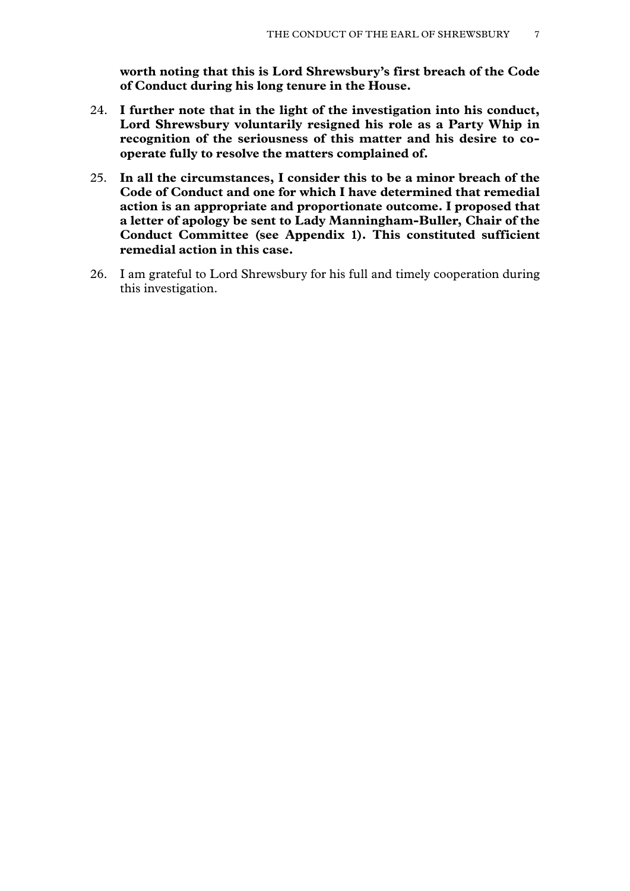**worth noting that this is Lord Shrewsbury's first breach of the Code of Conduct during his long tenure in the House.**

24. **I further note that in the light of the investigation into his conduct, Lord Shrewsbury voluntarily resigned his role as a Party Whip in recognition of the seriousness of this matter and his desire to co-operate fully to resolve the matters complained of.**

25. **In all the circumstances, I consider this to be a minor breach of the Code of Conduct and one for which I have determined that remedial action is an appropriate and proportionate outcome. I proposed that a letter of apology be sent to Lady Manningham-Buller, Chair of the Conduct Committee (see Appendix 1). This constituted sufficient remedial action in this case.**

26. I am grateful to Lord Shrewsbury for his full and timely cooperation during this investigation.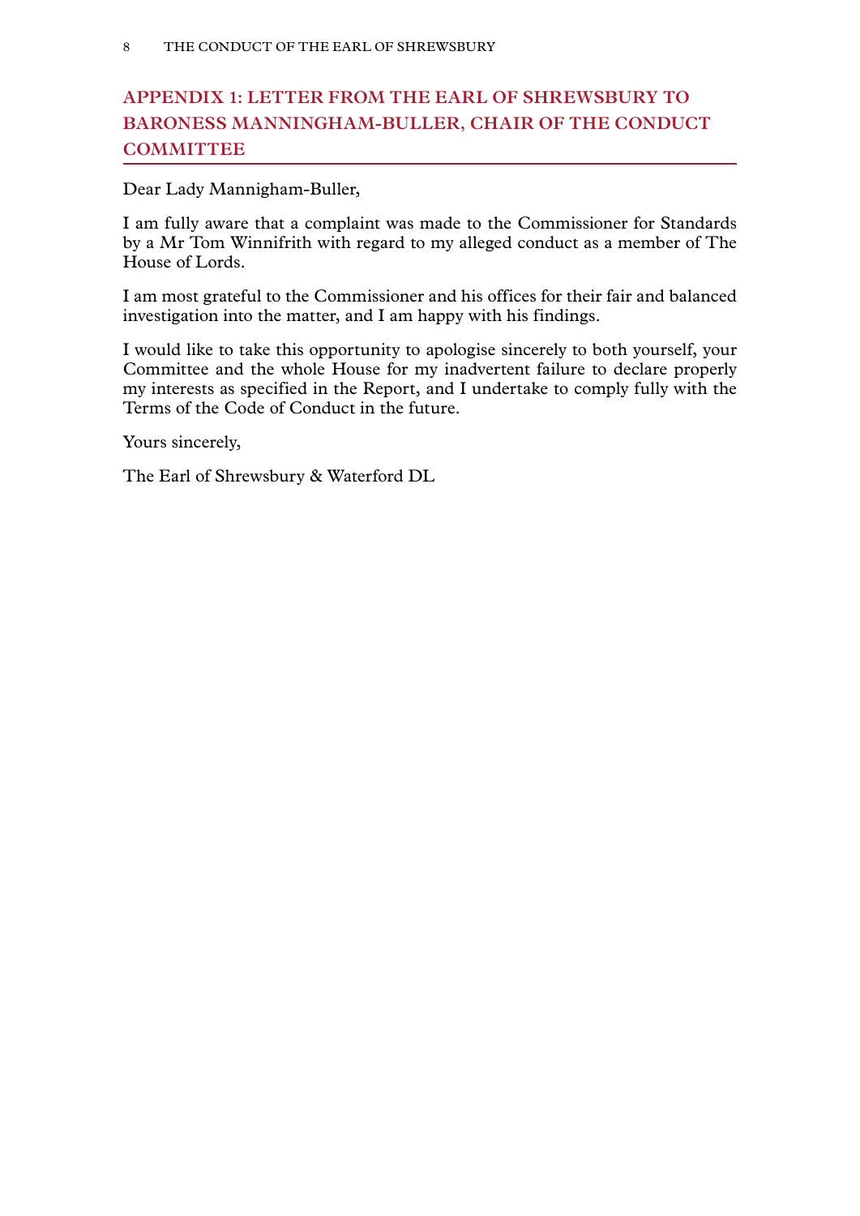## APPENDIX 1: LETTER FROM THE EARL OF SHREWSBURY TO BARONESS MANNINGHAM-BULLER, CHAIR OF THE CONDUCT COMMITTEE

Dear Lady Mannigham-Buller,

I am fully aware that a complaint was made to the Commissioner for Standards by a Mr Tom Winnifrith with regard to my alleged conduct as a member of The House of Lords.

I am most grateful to the Commissioner and his offices for their fair and balanced investigation into the matter, and I am happy with his findings.

I would like to take this opportunity to apologise sincerely to both yourself, your Committee and the whole House for my inadvertent failure to declare properly my interests as specified in the Report, and I undertake to comply fully with the Terms of the Code of Conduct in the future.

Yours sincerely,

The Earl of Shrewsbury & Waterford DL